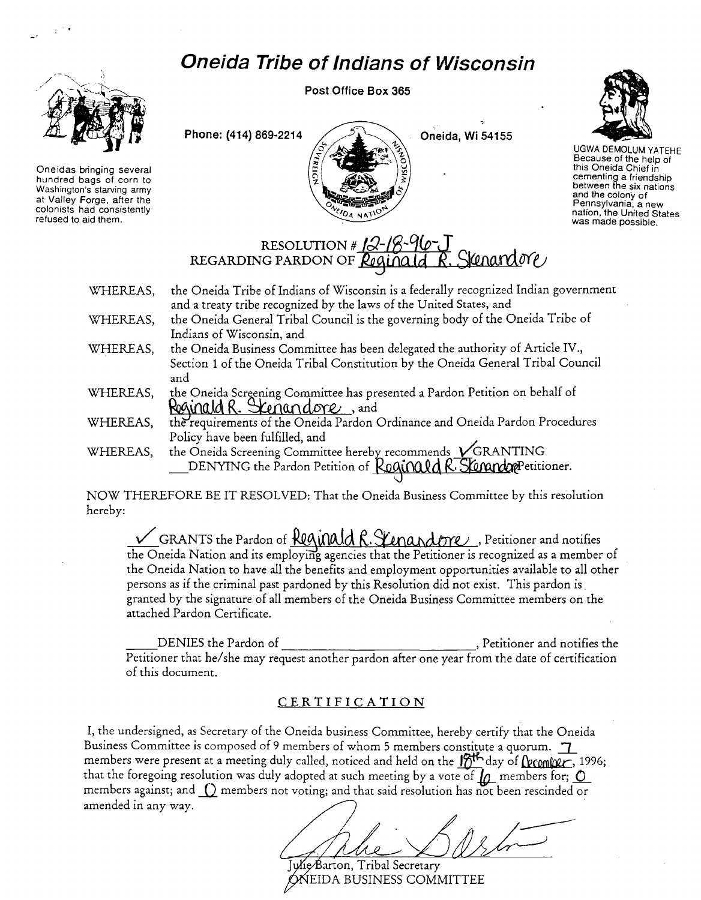# *Oneida Tribe of Indians of Wisconsin*

**Post Office Box 365**

**Phone: (414) 869-2214** **Oneida, Wi 54155**

Oneidas bringing several hundred bags of corn to Washington's starving army at Valley Forge, after the colonists had consistently refused to aid them.

UGWA DEMOLUM YATEHE
Because of the help of this Oneida Chief in cementing a friendship between the six nations and the colony of Pennsylvania, a new nation, the United States was made possible.

## RESOLUTION # 12-18-96-J
## REGARDING PARDON OF Reginald R. Skenandore

WHEREAS, the Oneida Tribe of Indians of Wisconsin is a federally recognized Indian government and a treaty tribe recognized by the laws of the United States, and

WHEREAS, the Oneida General Tribal Council is the governing body of the Oneida Tribe of Indians of Wisconsin, and

WHEREAS, the Oneida Business Committee has been delegated the authority of Article IV., Section 1 of the Oneida Tribal Constitution by the Oneida General Tribal Council and

WHEREAS, the Oneida Screening Committee has presented a Pardon Petition on behalf of Reginald R. Skenandore, and

WHEREAS, the requirements of the Oneida Pardon Ordinance and Oneida Pardon Procedures Policy have been fulfilled, and

WHEREAS, the Oneida Screening Committee hereby recommends ✓ GRANTING ___ DENYING the Pardon Petition of Reginald R. Skenandore Petitioner.

NOW THEREFORE BE IT RESOLVED: That the Oneida Business Committee by this resolution hereby:

✓ GRANTS the Pardon of Reginald R. Skenandore, Petitioner and notifies the Oneida Nation and its employing agencies that the Petitioner is recognized as a member of the Oneida Nation to have all the benefits and employment opportunities available to all other persons as if the criminal past pardoned by this Resolution did not exist. This pardon is granted by the signature of all members of the Oneida Business Committee members on the attached Pardon Certificate.

\_\_\_\_ DENIES the Pardon of \_\_\_\_\_\_\_\_\_\_\_\_\_\_\_\_\_\_\_\_\_\_\_\_, Petitioner and notifies the Petitioner that he/she may request another pardon after one year from the date of certification of this document.

## CERTIFICATION

I, the undersigned, as Secretary of the Oneida business Committee, hereby certify that the Oneida Business Committee is composed of 9 members of whom 5 members constitute a quorum. 7 members were present at a meeting duly called, noticed and held on the 18th day of December, 1996; that the foregoing resolution was duly adopted at such meeting by a vote of 6 members for; 0 members against; and 0 members not voting; and that said resolution has not been rescinded or amended in any way.

Julie Barton, Tribal Secretary
ONEIDA BUSINESS COMMITTEE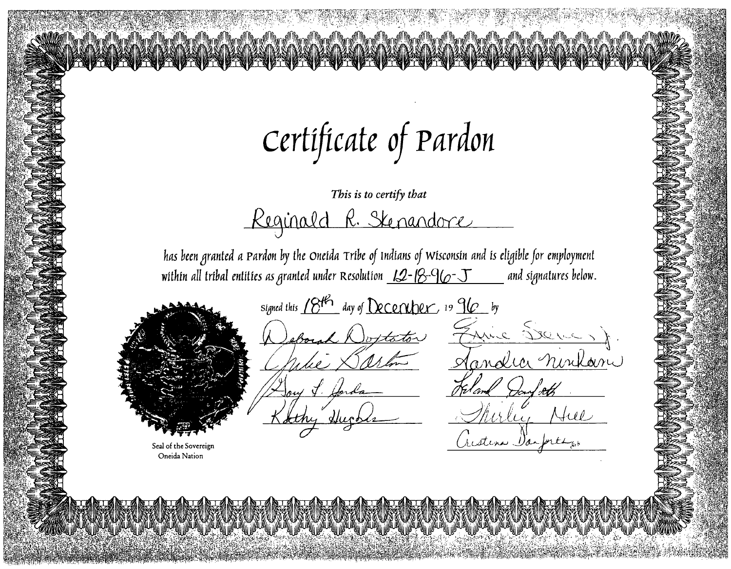# Certificate of Pardon

*This is to certify that*

Reginald R. Skenandore

*has been granted a Pardon by the Oneida Tribe of Indians of Wisconsin and is eligible for employment within all tribal entities as granted under Resolution* 12-18-96-J *and signatures below.*

*Signed this* 18th *day of* December, 19 96 *by*

| | |
|---|---|
| Deborah Doxtator | Ernie Stevens Jr. |
| Julie Barton | Sandra Ninham |
| Gary F. Jorda | Leland Danforth |
| Kathy Hughes | Shirley Hill |
| | Cristina Danforth |

Seal of the Sovereign Oneida Nation